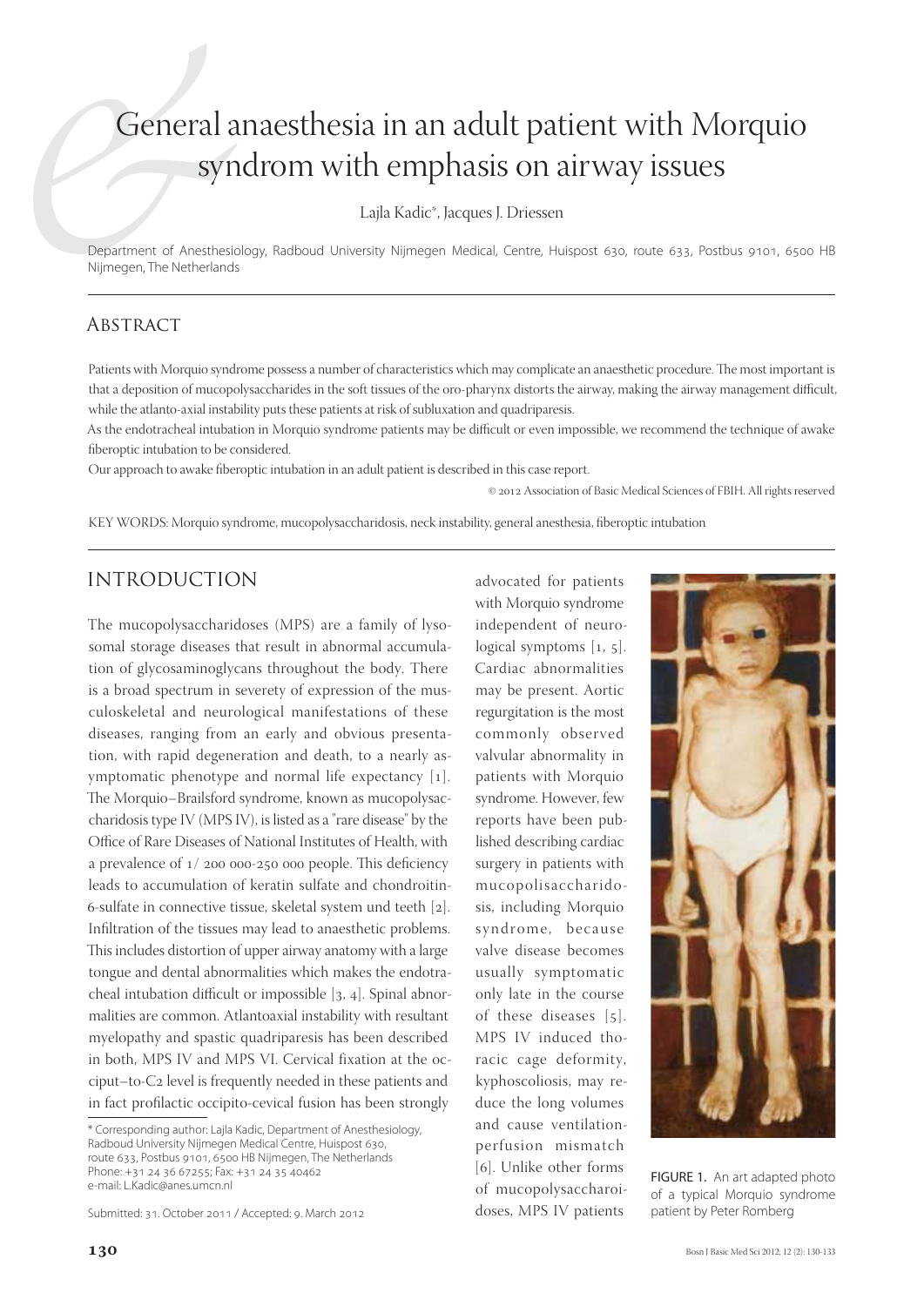# General anaesthesia in an adult patient with Morquio syndrom with emphasis on airway issues

Lajla Kadic*, Jacques J. Driessen

Department of Anesthesiology, Radboud University Nijmegen Medical, Centre, Huispost 630, route 633, Postbus 9101, 6500 HB Nijmegen, The Netherlands

## Abstract

Patients with Morquio syndrome possess a number of characteristics which may complicate an anaesthetic procedure. The most important is that a deposition of mucopolysaccharides in the soft tissues of the oro-pharynx distorts the airway, making the airway management difficult, while the atlanto-axial instability puts these patients at risk of subluxation and quadriparesis.

As the endotracheal intubation in Morquio syndrome patients may be difficult or even impossible, we recommend the technique of awake fiberoptic intubation to be considered.

Our approach to awake fiberoptic intubation in an adult patient is described in this case report.

© 2012 Association of Basic Medical Sciences of FBIH. All rights reserved

KEY WORDS: Morquio syndrome, mucopolysaccharidosis, neck instability, general anesthesia, fiberoptic intubation

## Introduction

The mucopolysaccharidoses (MPS) are a family of lysosomal storage diseases that result in abnormal accumulation of glycosaminoglycans throughout the body. There is a broad spectrum in severety of expression of the musculoskeletal and neurological manifestations of these diseases, ranging from an early and obvious presentation, with rapid degeneration and death, to a nearly asymptomatic phenotype and normal life expectancy [1]. The Morquio–Brailsford syndrome, known as mucopolysaccharidosis type IV (MPS IV), is listed as a "rare disease" by the Office of Rare Diseases of National Institutes of Health, with a prevalence of 1/ 200 000-250 000 people. This deficiency leads to accumulation of keratin sulfate and chondroitin-6-sulfate in connective tissue, skeletal system und teeth [2]. Infiltration of the tissues may lead to anaesthetic problems. This includes distortion of upper airway anatomy with a large tongue and dental abnormalities which makes the endotracheal intubation difficult or impossible [3, 4]. Spinal abnormalities are common. Atlantoaxial instability with resultant myelopathy and spastic quadriparesis has been described in both, MPS IV and MPS VI. Cervical fixation at the occiput–to-C2 level is frequently needed in these patients and in fact profilactic occipito-cevical fusion has been strongly advocated for patients with Morquio syndrome independent of neurological symptoms [1, 5]. Cardiac abnormalities may be present. Aortic regurgitation is the most commonly observed valvular abnormality in patients with Morquio syndrome. However, few reports have been published describing cardiac surgery in patients with mucopolisaccharidosis, including Morquio syndrome, because valve disease becomes usually symptomatic only late in the course of these diseases [5]. MPS IV induced thoracic cage deformity, kyphoscoliosis, may reduce the long volumes and cause ventilation-perfusion mismatch [6]. Unlike other forms of mucopolysaccharoidoses, MPS IV patients

FIGURE 1. An art adapted photo of a typical Morquio syndrome patient by Peter Romberg

\* Corresponding author: Lajla Kadic, Department of Anesthesiology, Radboud University Nijmegen Medical Centre, Huispost 630, route 633, Postbus 9101, 6500 HB Nijmegen, The Netherlands
Phone: +31 24 36 67255; Fax: +31 24 35 40462
e-mail: L.Kadic@anes.umcn.nl

Submitted: 31. October 2011 / Accepted: 9. March 2012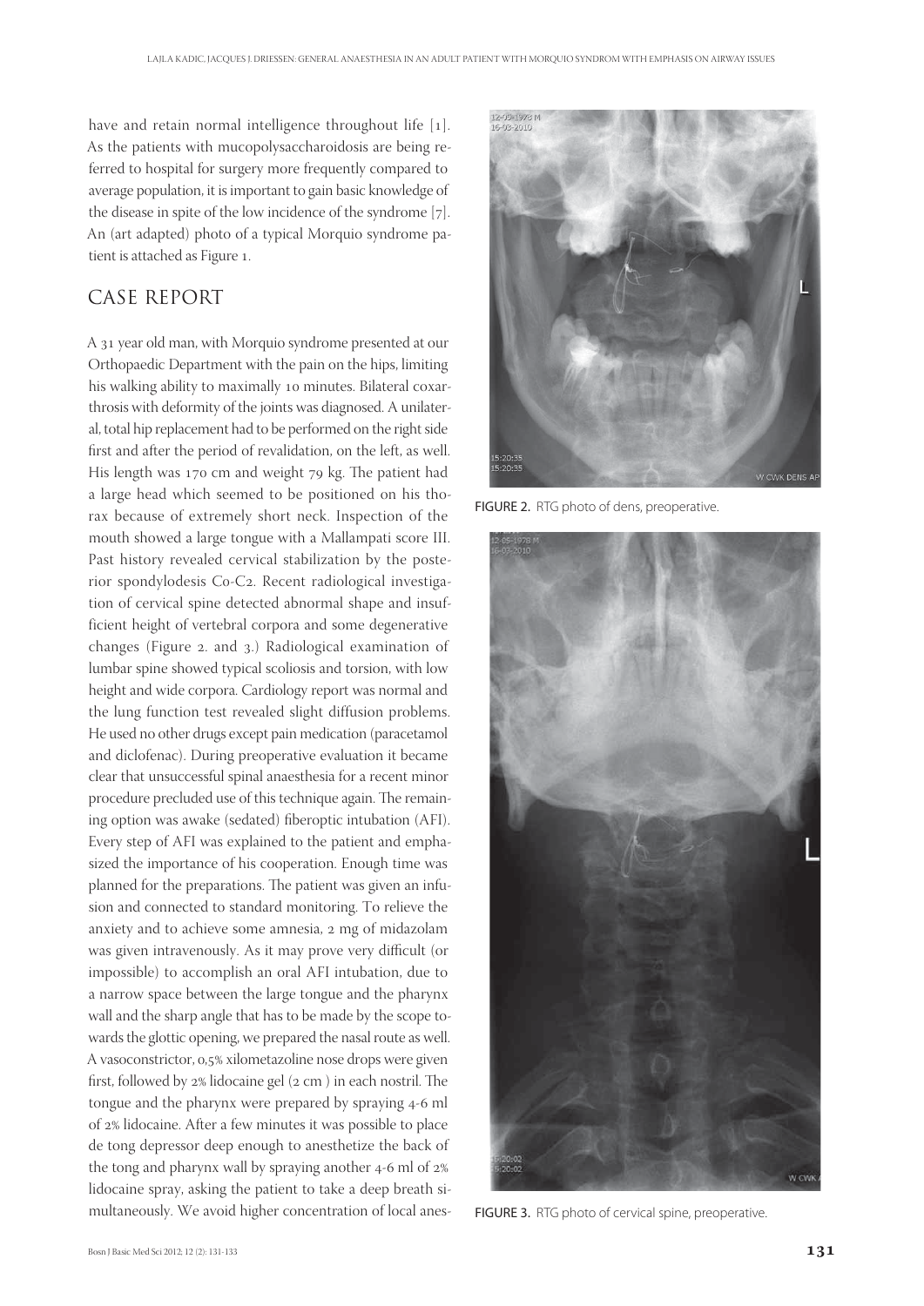have and retain normal intelligence throughout life [1]. As the patients with mucopolysaccharoidosis are being referred to hospital for surgery more frequently compared to average population, it is important to gain basic knowledge of the disease in spite of the low incidence of the syndrome [7]. An (art adapted) photo of a typical Morquio syndrome patient is attached as Figure 1.

## CASE REPORT

A 31 year old man, with Morquio syndrome presented at our Orthopaedic Department with the pain on the hips, limiting his walking ability to maximally 10 minutes. Bilateral coxarthrosis with deformity of the joints was diagnosed. A unilateral, total hip replacement had to be performed on the right side first and after the period of revalidation, on the left, as well. His length was 170 cm and weight 79 kg. The patient had a large head which seemed to be positioned on his thorax because of extremely short neck. Inspection of the mouth showed a large tongue with a Mallampati score III. Past history revealed cervical stabilization by the posterior spondylodesis C0-C2. Recent radiological investigation of cervical spine detected abnormal shape and insufficient height of vertebral corpora and some degenerative changes (Figure 2. and 3.) Radiological examination of lumbar spine showed typical scoliosis and torsion, with low height and wide corpora. Cardiology report was normal and the lung function test revealed slight diffusion problems. He used no other drugs except pain medication (paracetamol and diclofenac). During preoperative evaluation it became clear that unsuccessful spinal anaesthesia for a recent minor procedure precluded use of this technique again. The remaining option was awake (sedated) fiberoptic intubation (AFI). Every step of AFI was explained to the patient and emphasized the importance of his cooperation. Enough time was planned for the preparations. The patient was given an infusion and connected to standard monitoring. To relieve the anxiety and to achieve some amnesia, 2 mg of midazolam was given intravenously. As it may prove very difficult (or impossible) to accomplish an oral AFI intubation, due to a narrow space between the large tongue and the pharynx wall and the sharp angle that has to be made by the scope towards the glottic opening, we prepared the nasal route as well. A vasoconstrictor, 0,5% xilometazoline nose drops were given first, followed by 2% lidocaine gel (2 cm ) in each nostril. The tongue and the pharynx were prepared by spraying 4-6 ml of 2% lidocaine. After a few minutes it was possible to place de tong depressor deep enough to anesthetize the back of the tong and pharynx wall by spraying another 4-6 ml of 2% lidocaine spray, asking the patient to take a deep breath simultaneously. We avoid higher concentration of local anes-

FIGURE 2. RTG photo of dens, preoperative.

FIGURE 3. RTG photo of cervical spine, preoperative.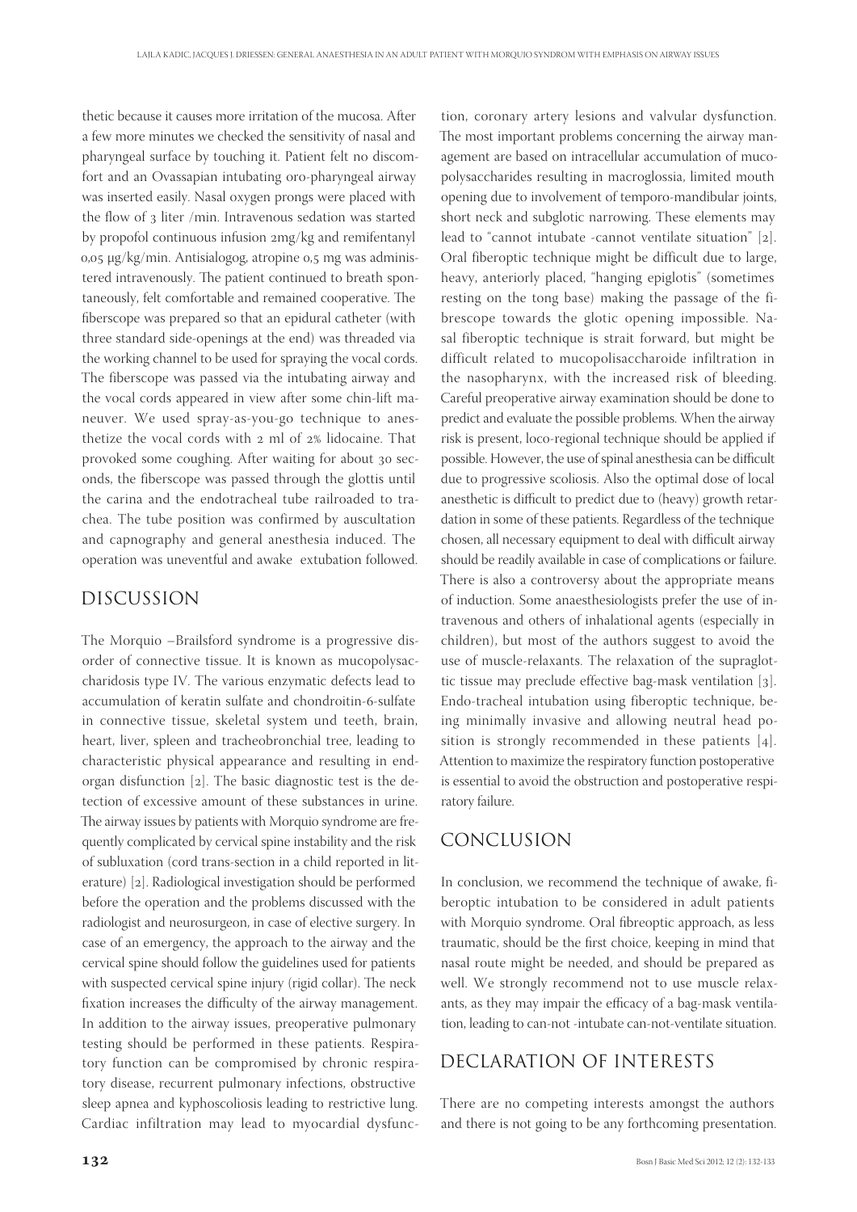thetic because it causes more irritation of the mucosa. After a few more minutes we checked the sensitivity of nasal and pharyngeal surface by touching it. Patient felt no discomfort and an Ovassapian intubating oro-pharyngeal airway was inserted easily. Nasal oxygen prongs were placed with the flow of 3 liter /min. Intravenous sedation was started by propofol continuous infusion 2mg/kg and remifentanyl 0,05 μg/kg/min. Antisialogog, atropine 0,5 mg was administered intravenously. The patient continued to breath spontaneously, felt comfortable and remained cooperative. The fiberscope was prepared so that an epidural catheter (with three standard side-openings at the end) was threaded via the working channel to be used for spraying the vocal cords. The fiberscope was passed via the intubating airway and the vocal cords appeared in view after some chin-lift maneuver. We used spray-as-you-go technique to anesthetize the vocal cords with 2 ml of 2% lidocaine. That provoked some coughing. After waiting for about 30 seconds, the fiberscope was passed through the glottis until the carina and the endotracheal tube railroaded to trachea. The tube position was confirmed by auscultation and capnography and general anesthesia induced. The operation was uneventful and awake extubation followed.

## DISCUSSION

The Morquio –Brailsford syndrome is a progressive disorder of connective tissue. It is known as mucopolysaccharidosis type IV. The various enzymatic defects lead to accumulation of keratin sulfate and chondroitin-6-sulfate in connective tissue, skeletal system und teeth, brain, heart, liver, spleen and tracheobronchial tree, leading to characteristic physical appearance and resulting in end-organ disfunction [2]. The basic diagnostic test is the detection of excessive amount of these substances in urine. The airway issues by patients with Morquio syndrome are frequently complicated by cervical spine instability and the risk of subluxation (cord trans-section in a child reported in literature) [2]. Radiological investigation should be performed before the operation and the problems discussed with the radiologist and neurosurgeon, in case of elective surgery. In case of an emergency, the approach to the airway and the cervical spine should follow the guidelines used for patients with suspected cervical spine injury (rigid collar). The neck fixation increases the difficulty of the airway management. In addition to the airway issues, preoperative pulmonary testing should be performed in these patients. Respiratory function can be compromised by chronic respiratory disease, recurrent pulmonary infections, obstructive sleep apnea and kyphoscoliosis leading to restrictive lung. Cardiac infiltration may lead to myocardial dysfunction, coronary artery lesions and valvular dysfunction. The most important problems concerning the airway management are based on intracellular accumulation of mucopolysaccharides resulting in macroglossia, limited mouth opening due to involvement of temporo-mandibular joints, short neck and subglotic narrowing. These elements may lead to "cannot intubate -cannot ventilate situation" [2]. Oral fiberoptic technique might be difficult due to large, heavy, anteriorly placed, "hanging epiglotis" (sometimes resting on the tong base) making the passage of the fibrescope towards the glotic opening impossible. Nasal fiberoptic technique is strait forward, but might be difficult related to mucopolisaccharoide infiltration in the nasopharynx, with the increased risk of bleeding. Careful preoperative airway examination should be done to predict and evaluate the possible problems. When the airway risk is present, loco-regional technique should be applied if possible. However, the use of spinal anesthesia can be difficult due to progressive scoliosis. Also the optimal dose of local anesthetic is difficult to predict due to (heavy) growth retardation in some of these patients. Regardless of the technique chosen, all necessary equipment to deal with difficult airway should be readily available in case of complications or failure. There is also a controversy about the appropriate means of induction. Some anaesthesiologists prefer the use of intravenous and others of inhalational agents (especially in children), but most of the authors suggest to avoid the use of muscle-relaxants. The relaxation of the supraglottic tissue may preclude effective bag-mask ventilation [3]. Endo-tracheal intubation using fiberoptic technique, being minimally invasive and allowing neutral head position is strongly recommended in these patients [4]. Attention to maximize the respiratory function postoperative is essential to avoid the obstruction and postoperative respiratory failure.

## CONCLUSION

In conclusion, we recommend the technique of awake, fiberoptic intubation to be considered in adult patients with Morquio syndrome. Oral fibreoptic approach, as less traumatic, should be the first choice, keeping in mind that nasal route might be needed, and should be prepared as well. We strongly recommend not to use muscle relaxants, as they may impair the efficacy of a bag-mask ventilation, leading to can-not -intubate can-not-ventilate situation.

## DECLARATION OF INTERESTS

There are no competing interests amongst the authors and there is not going to be any forthcoming presentation.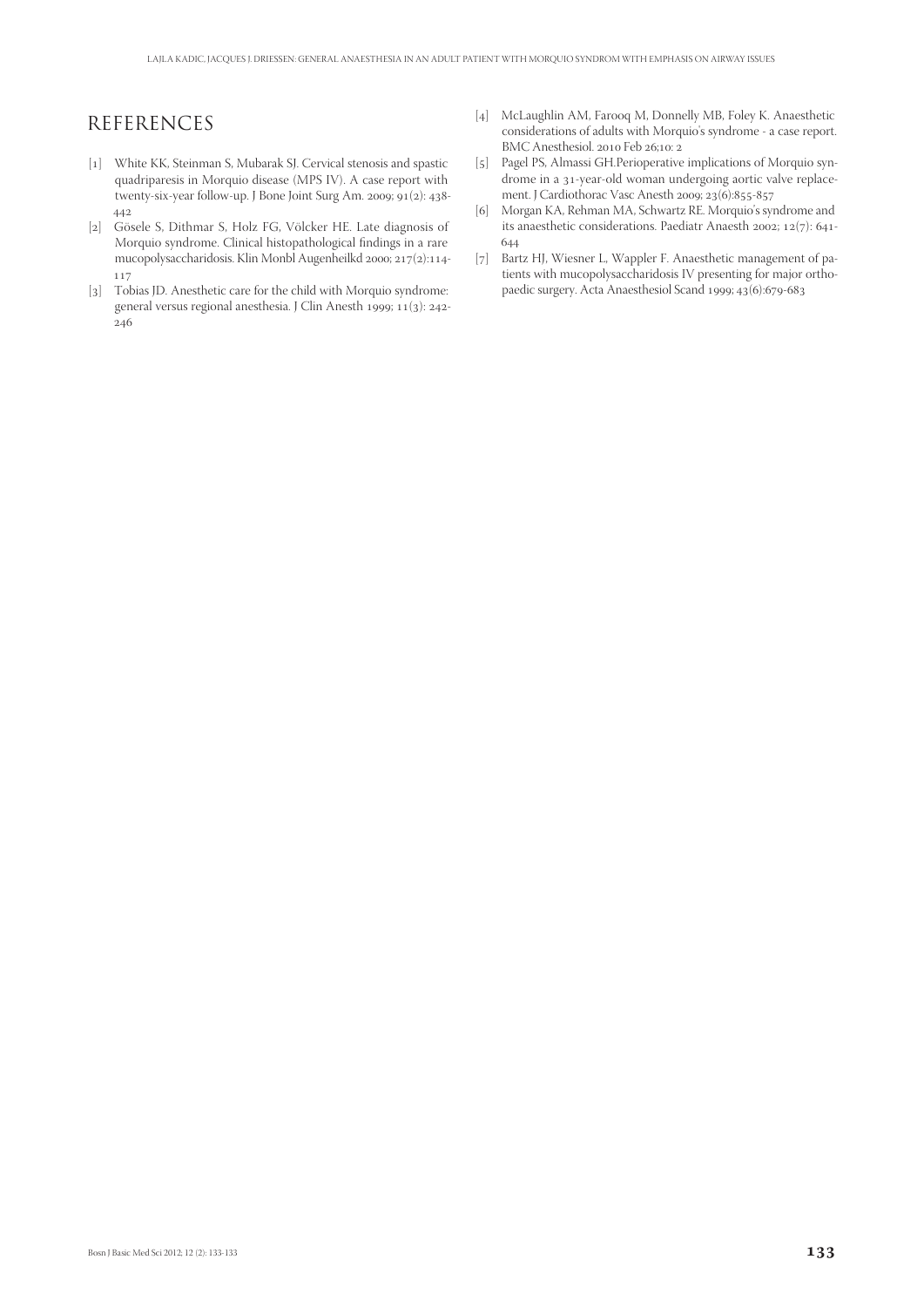# REFERENCES

[1] White KK, Steinman S, Mubarak SJ. Cervical stenosis and spastic quadriparesis in Morquio disease (MPS IV). A case report with twenty-six-year follow-up. J Bone Joint Surg Am. 2009; 91(2): 438-442

[2] Gösele S, Dithmar S, Holz FG, Völcker HE. Late diagnosis of Morquio syndrome. Clinical histopathological findings in a rare mucopolysaccharidosis. Klin Monbl Augenheilkd 2000; 217(2):114-117

[3] Tobias JD. Anesthetic care for the child with Morquio syndrome: general versus regional anesthesia. J Clin Anesth 1999; 11(3): 242-246

[4] McLaughlin AM, Farooq M, Donnelly MB, Foley K. Anaesthetic considerations of adults with Morquio's syndrome - a case report. BMC Anesthesiol. 2010 Feb 26;10: 2

[5] Pagel PS, Almassi GH.Perioperative implications of Morquio syndrome in a 31-year-old woman undergoing aortic valve replacement. J Cardiothorac Vasc Anesth 2009; 23(6):855-857

[6] Morgan KA, Rehman MA, Schwartz RE. Morquio's syndrome and its anaesthetic considerations. Paediatr Anaesth 2002; 12(7): 641-644

[7] Bartz HJ, Wiesner L, Wappler F. Anaesthetic management of patients with mucopolysaccharidosis IV presenting for major orthopaedic surgery. Acta Anaesthesiol Scand 1999; 43(6):679-683